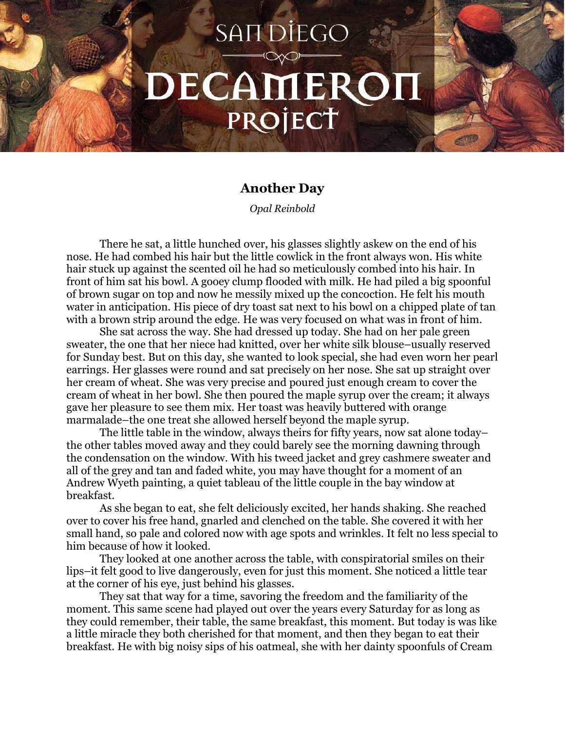# Another Day

*Opal Reinbold*

There he sat, a little hunched over, his glasses slightly askew on the end of his nose. He had combed his hair but the little cowlick in the front always won. His white hair stuck up against the scented oil he had so meticulously combed into his hair. In front of him sat his bowl. A gooey clump flooded with milk. He had piled a big spoonful of brown sugar on top and now he messily mixed up the concoction. He felt his mouth water in anticipation. His piece of dry toast sat next to his bowl on a chipped plate of tan with a brown strip around the edge. He was very focused on what was in front of him.

She sat across the way. She had dressed up today. She had on her pale green sweater, the one that her niece had knitted, over her white silk blouse–usually reserved for Sunday best. But on this day, she wanted to look special, she had even worn her pearl earrings. Her glasses were round and sat precisely on her nose. She sat up straight over her cream of wheat. She was very precise and poured just enough cream to cover the cream of wheat in her bowl. She then poured the maple syrup over the cream; it always gave her pleasure to see them mix. Her toast was heavily buttered with orange marmalade–the one treat she allowed herself beyond the maple syrup.

The little table in the window, always theirs for fifty years, now sat alone today–the other tables moved away and they could barely see the morning dawning through the condensation on the window. With his tweed jacket and grey cashmere sweater and all of the grey and tan and faded white, you may have thought for a moment of an Andrew Wyeth painting, a quiet tableau of the little couple in the bay window at breakfast.

As she began to eat, she felt deliciously excited, her hands shaking. She reached over to cover his free hand, gnarled and clenched on the table. She covered it with her small hand, so pale and colored now with age spots and wrinkles. It felt no less special to him because of how it looked.

They looked at one another across the table, with conspiratorial smiles on their lips–it felt good to live dangerously, even for just this moment. She noticed a little tear at the corner of his eye, just behind his glasses.

They sat that way for a time, savoring the freedom and the familiarity of the moment. This same scene had played out over the years every Saturday for as long as they could remember, their table, the same breakfast, this moment. But today is was like a little miracle they both cherished for that moment, and then they began to eat their breakfast. He with big noisy sips of his oatmeal, she with her dainty spoonfuls of Cream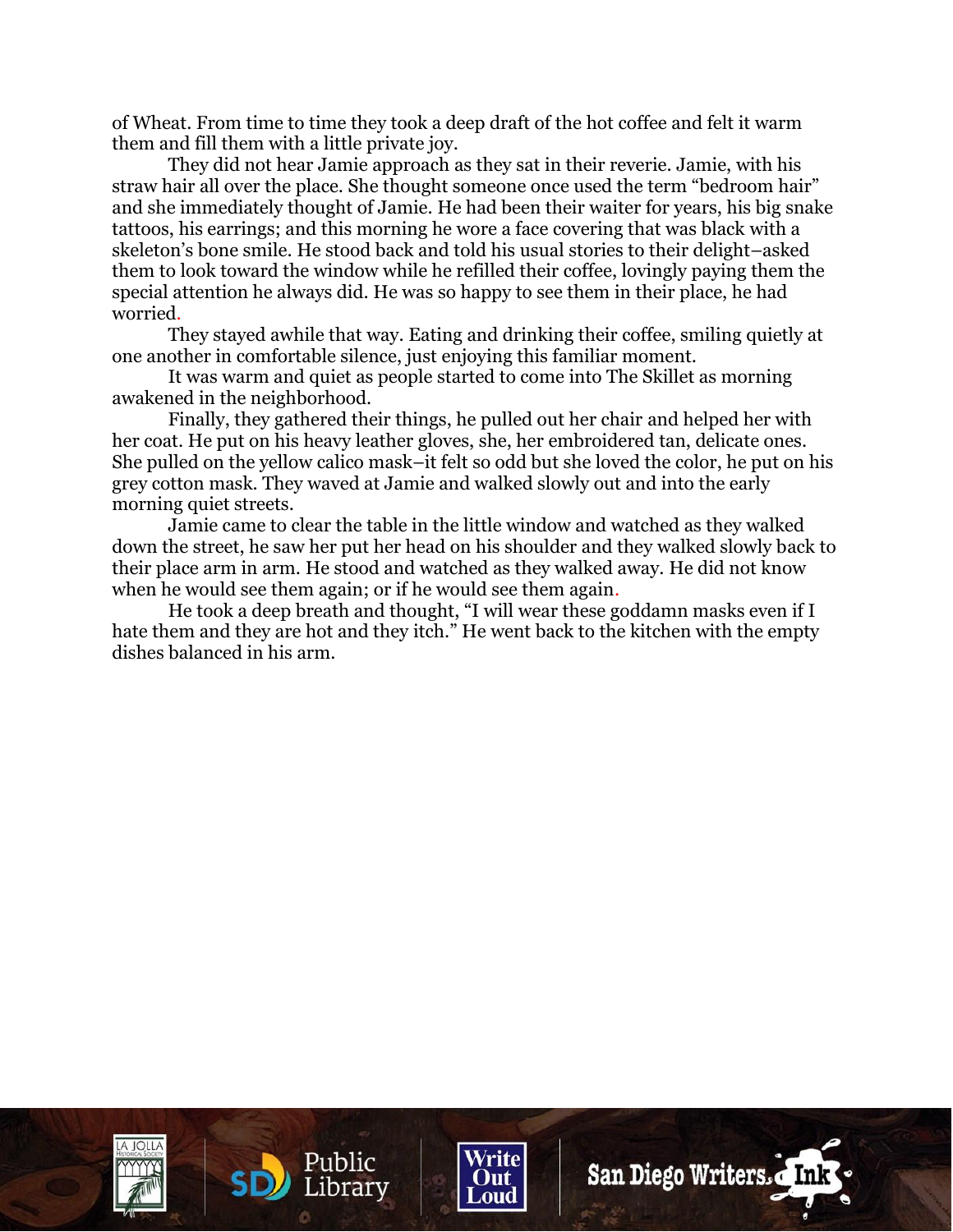of Wheat. From time to time they took a deep draft of the hot coffee and felt it warm them and fill them with a little private joy.

They did not hear Jamie approach as they sat in their reverie. Jamie, with his straw hair all over the place. She thought someone once used the term "bedroom hair" and she immediately thought of Jamie. He had been their waiter for years, his big snake tattoos, his earrings; and this morning he wore a face covering that was black with a skeleton's bone smile. He stood back and told his usual stories to their delight–asked them to look toward the window while he refilled their coffee, lovingly paying them the special attention he always did. He was so happy to see them in their place, he had worried.

They stayed awhile that way. Eating and drinking their coffee, smiling quietly at one another in comfortable silence, just enjoying this familiar moment.

It was warm and quiet as people started to come into The Skillet as morning awakened in the neighborhood.

Finally, they gathered their things, he pulled out her chair and helped her with her coat. He put on his heavy leather gloves, she, her embroidered tan, delicate ones. She pulled on the yellow calico mask–it felt so odd but she loved the color, he put on his grey cotton mask. They waved at Jamie and walked slowly out and into the early morning quiet streets.

Jamie came to clear the table in the little window and watched as they walked down the street, he saw her put her head on his shoulder and they walked slowly back to their place arm in arm. He stood and watched as they walked away. He did not know when he would see them again; or if he would see them again.

He took a deep breath and thought, "I will wear these goddamn masks even if I hate them and they are hot and they itch." He went back to the kitchen with the empty dishes balanced in his arm.